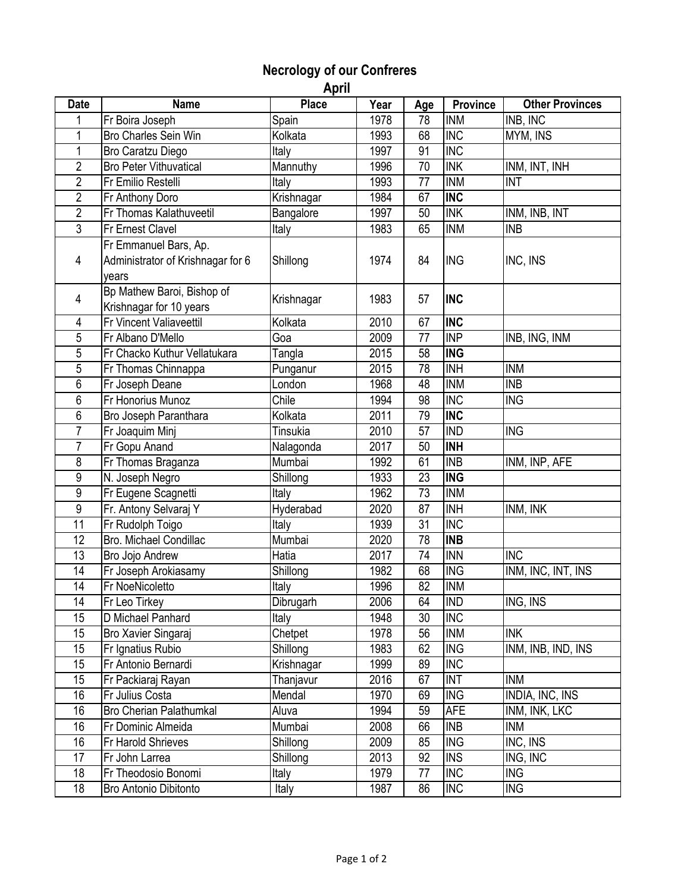# Necrology of our Confreres

## April

| Date | Name | Place | Year | Age | Province | Other Provinces |
|---|---|---|---|---|---|---|
| 1 | Fr Boira Joseph | Spain | 1978 | 78 | INM | INB, INC |
| 1 | Bro Charles Sein Win | Kolkata | 1993 | 68 | INC | MYM, INS |
| 1 | Bro Caratzu Diego | Italy | 1997 | 91 | INC | |
| 2 | Bro Peter Vithuvatical | Mannuthy | 1996 | 70 | INK | INM, INT, INH |
| 2 | Fr Emilio Restelli | Italy | 1993 | 77 | INM | INT |
| 2 | Fr Anthony Doro | Krishnagar | 1984 | 67 | **INC** | |
| 2 | Fr Thomas Kalathuveetil | Bangalore | 1997 | 50 | INK | INM, INB, INT |
| 3 | Fr Ernest Clavel | Italy | 1983 | 65 | INM | INB |
| 4 | Fr Emmanuel Bars, Ap. Administrator of Krishnagar for 6 years | Shillong | 1974 | 84 | ING | INC, INS |
| 4 | Bp Mathew Baroi, Bishop of Krishnagar for 10 years | Krishnagar | 1983 | 57 | **INC** | |
| 4 | Fr Vincent Valiaveettil | Kolkata | 2010 | 67 | **INC** | |
| 5 | Fr Albano D'Mello | Goa | 2009 | 77 | INP | INB, ING, INM |
| 5 | Fr Chacko Kuthur Vellatukara | Tangla | 2015 | 58 | **ING** | |
| 5 | Fr Thomas Chinnappa | Punganur | 2015 | 78 | INH | INM |
| 6 | Fr Joseph Deane | London | 1968 | 48 | INM | INB |
| 6 | Fr Honorius Munoz | Chile | 1994 | 98 | INC | ING |
| 6 | Bro Joseph Paranthara | Kolkata | 2011 | 79 | **INC** | |
| 7 | Fr Joaquim Minj | Tinsukia | 2010 | 57 | IND | ING |
| 7 | Fr Gopu Anand | Nalagonda | 2017 | 50 | **INH** | |
| 8 | Fr Thomas Braganza | Mumbai | 1992 | 61 | INB | INM, INP, AFE |
| 9 | N. Joseph Negro | Shillong | 1933 | 23 | **ING** | |
| 9 | Fr Eugene Scagnetti | Italy | 1962 | 73 | INM | |
| 9 | Fr. Antony Selvaraj Y | Hyderabad | 2020 | 87 | INH | INM, INK |
| 11 | Fr Rudolph Toigo | Italy | 1939 | 31 | INC | |
| 12 | Bro. Michael Condillac | Mumbai | 2020 | 78 | **INB** | |
| 13 | Bro Jojo Andrew | Hatia | 2017 | 74 | INN | INC |
| 14 | Fr Joseph Arokiasamy | Shillong | 1982 | 68 | ING | INM, INC, INT, INS |
| 14 | Fr NoeNicoletto | Italy | 1996 | 82 | INM | |
| 14 | Fr Leo Tirkey | Dibrugarh | 2006 | 64 | IND | ING, INS |
| 15 | D Michael Panhard | Italy | 1948 | 30 | INC | |
| 15 | Bro Xavier Singaraj | Chetpet | 1978 | 56 | INM | INK |
| 15 | Fr Ignatius Rubio | Shillong | 1983 | 62 | ING | INM, INB, IND, INS |
| 15 | Fr Antonio Bernardi | Krishnagar | 1999 | 89 | INC | |
| 15 | Fr Packiaraj Rayan | Thanjavur | 2016 | 67 | INT | INM |
| 16 | Fr Julius Costa | Mendal | 1970 | 69 | ING | INDIA, INC, INS |
| 16 | Bro Cherian Palathumkal | Aluva | 1994 | 59 | AFE | INM, INK, LKC |
| 16 | Fr Dominic Almeida | Mumbai | 2008 | 66 | INB | INM |
| 16 | Fr Harold Shrieves | Shillong | 2009 | 85 | ING | INC, INS |
| 17 | Fr John Larrea | Shillong | 2013 | 92 | INS | ING, INC |
| 18 | Fr Theodosio Bonomi | Italy | 1979 | 77 | INC | ING |
| 18 | Bro Antonio Dibitonto | Italy | 1987 | 86 | INC | ING |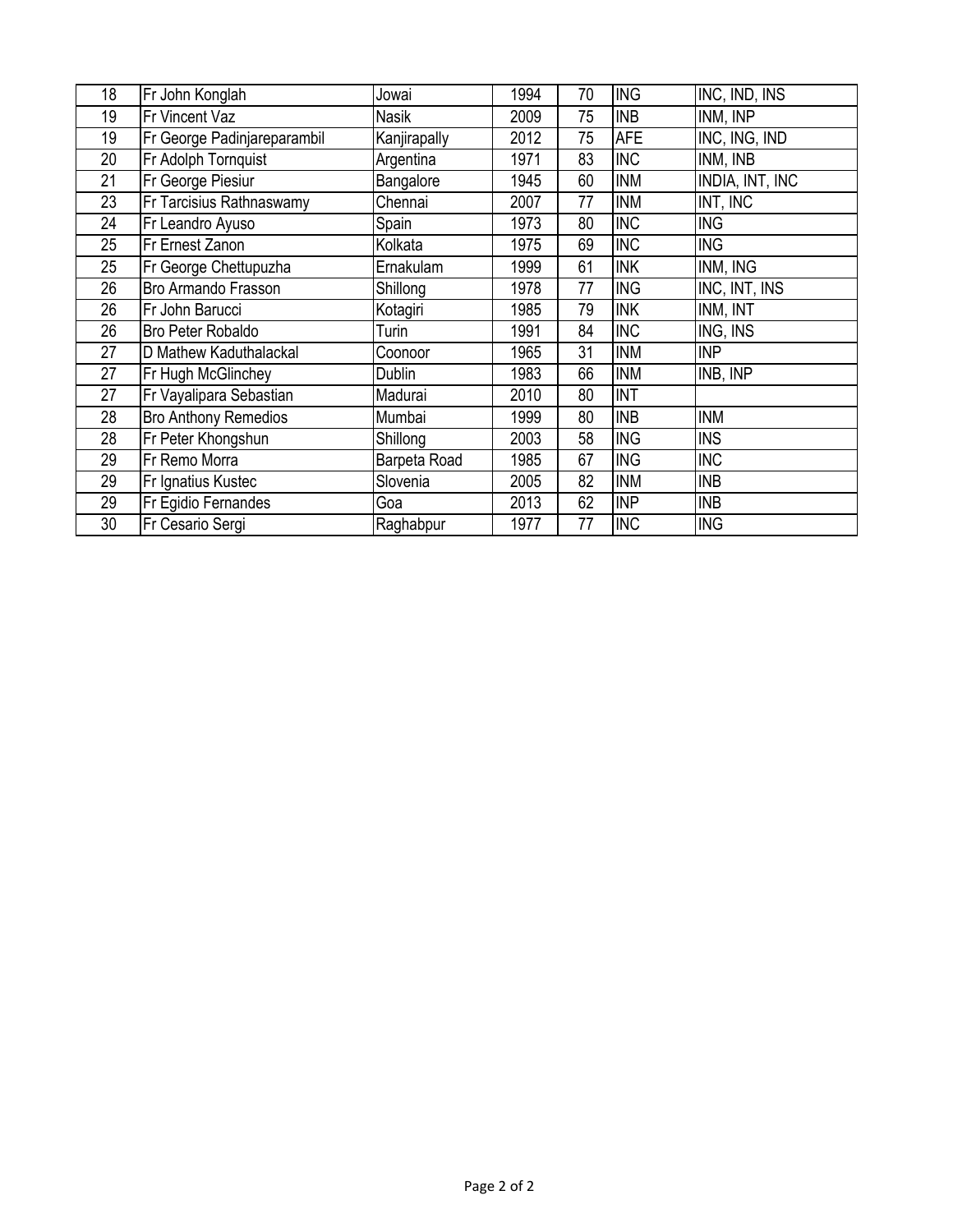| | | | | | | |
|---|---|---|---|---|---|---|
| 18 | Fr John Konglah | Jowai | 1994 | 70 | ING | INC, IND, INS |
| 19 | Fr Vincent Vaz | Nasik | 2009 | 75 | INB | INM, INP |
| 19 | Fr George Padinjareparambil | Kanjirapally | 2012 | 75 | AFE | INC, ING, IND |
| 20 | Fr Adolph Tornquist | Argentina | 1971 | 83 | INC | INM, INB |
| 21 | Fr George Piesiur | Bangalore | 1945 | 60 | INM | INDIA, INT, INC |
| 23 | Fr Tarcisius Rathnaswamy | Chennai | 2007 | 77 | INM | INT, INC |
| 24 | Fr Leandro Ayuso | Spain | 1973 | 80 | INC | ING |
| 25 | Fr Ernest Zanon | Kolkata | 1975 | 69 | INC | ING |
| 25 | Fr George Chettupuzha | Ernakulam | 1999 | 61 | INK | INM, ING |
| 26 | Bro Armando Frasson | Shillong | 1978 | 77 | ING | INC, INT, INS |
| 26 | Fr John Barucci | Kotagiri | 1985 | 79 | INK | INM, INT |
| 26 | Bro Peter Robaldo | Turin | 1991 | 84 | INC | ING, INS |
| 27 | D Mathew Kaduthalackal | Coonoor | 1965 | 31 | INM | INP |
| 27 | Fr Hugh McGlinchey | Dublin | 1983 | 66 | INM | INB, INP |
| 27 | Fr Vayalipara Sebastian | Madurai | 2010 | 80 | INT | |
| 28 | Bro Anthony Remedios | Mumbai | 1999 | 80 | INB | INM |
| 28 | Fr Peter Khongshun | Shillong | 2003 | 58 | ING | INS |
| 29 | Fr Remo Morra | Barpeta Road | 1985 | 67 | ING | INC |
| 29 | Fr Ignatius Kustec | Slovenia | 2005 | 82 | INM | INB |
| 29 | Fr Egidio Fernandes | Goa | 2013 | 62 | INP | INB |
| 30 | Fr Cesario Sergi | Raghabpur | 1977 | 77 | INC | ING |